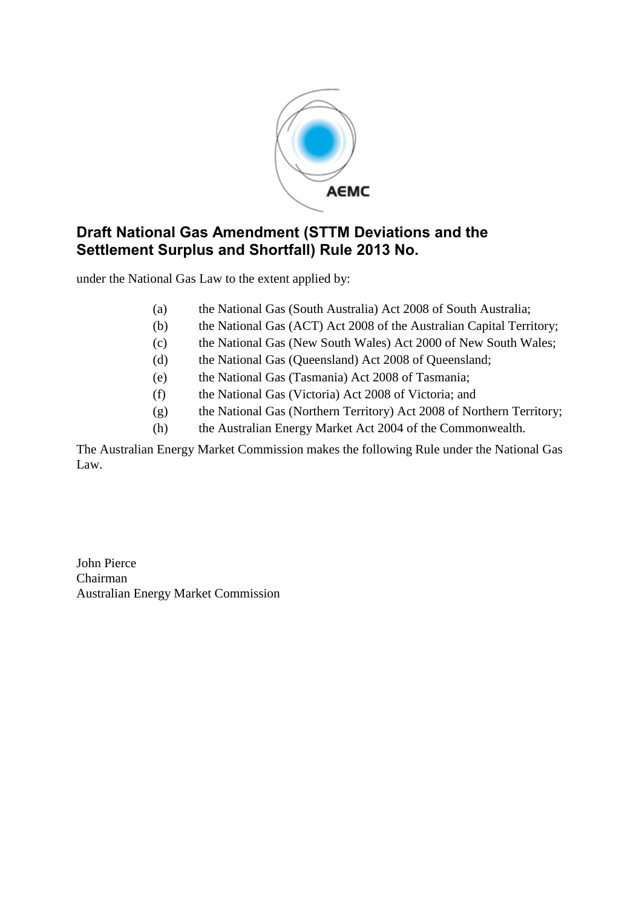AEMC

# Draft National Gas Amendment (STTM Deviations and the Settlement Surplus and Shortfall) Rule 2013 No.

under the National Gas Law to the extent applied by:

(a) the National Gas (South Australia) Act 2008 of South Australia;
(b) the National Gas (ACT) Act 2008 of the Australian Capital Territory;
(c) the National Gas (New South Wales) Act 2000 of New South Wales;
(d) the National Gas (Queensland) Act 2008 of Queensland;
(e) the National Gas (Tasmania) Act 2008 of Tasmania;
(f) the National Gas (Victoria) Act 2008 of Victoria; and
(g) the National Gas (Northern Territory) Act 2008 of Northern Territory;
(h) the Australian Energy Market Act 2004 of the Commonwealth.

The Australian Energy Market Commission makes the following Rule under the National Gas Law.

John Pierce
Chairman
Australian Energy Market Commission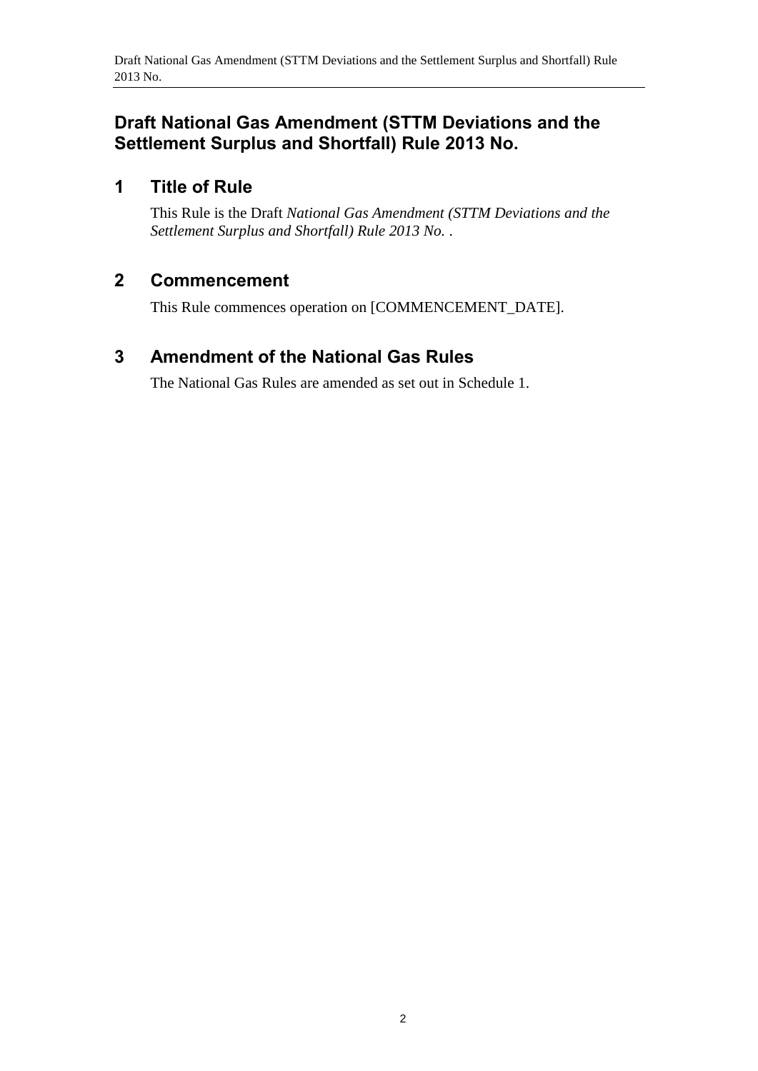# Draft National Gas Amendment (STTM Deviations and the Settlement Surplus and Shortfall) Rule 2013 No.

## 1 Title of Rule

This Rule is the Draft *National Gas Amendment (STTM Deviations and the Settlement Surplus and Shortfall) Rule 2013 No.* .

## 2 Commencement

This Rule commences operation on [COMMENCEMENT_DATE].

## 3 Amendment of the National Gas Rules

The National Gas Rules are amended as set out in Schedule 1.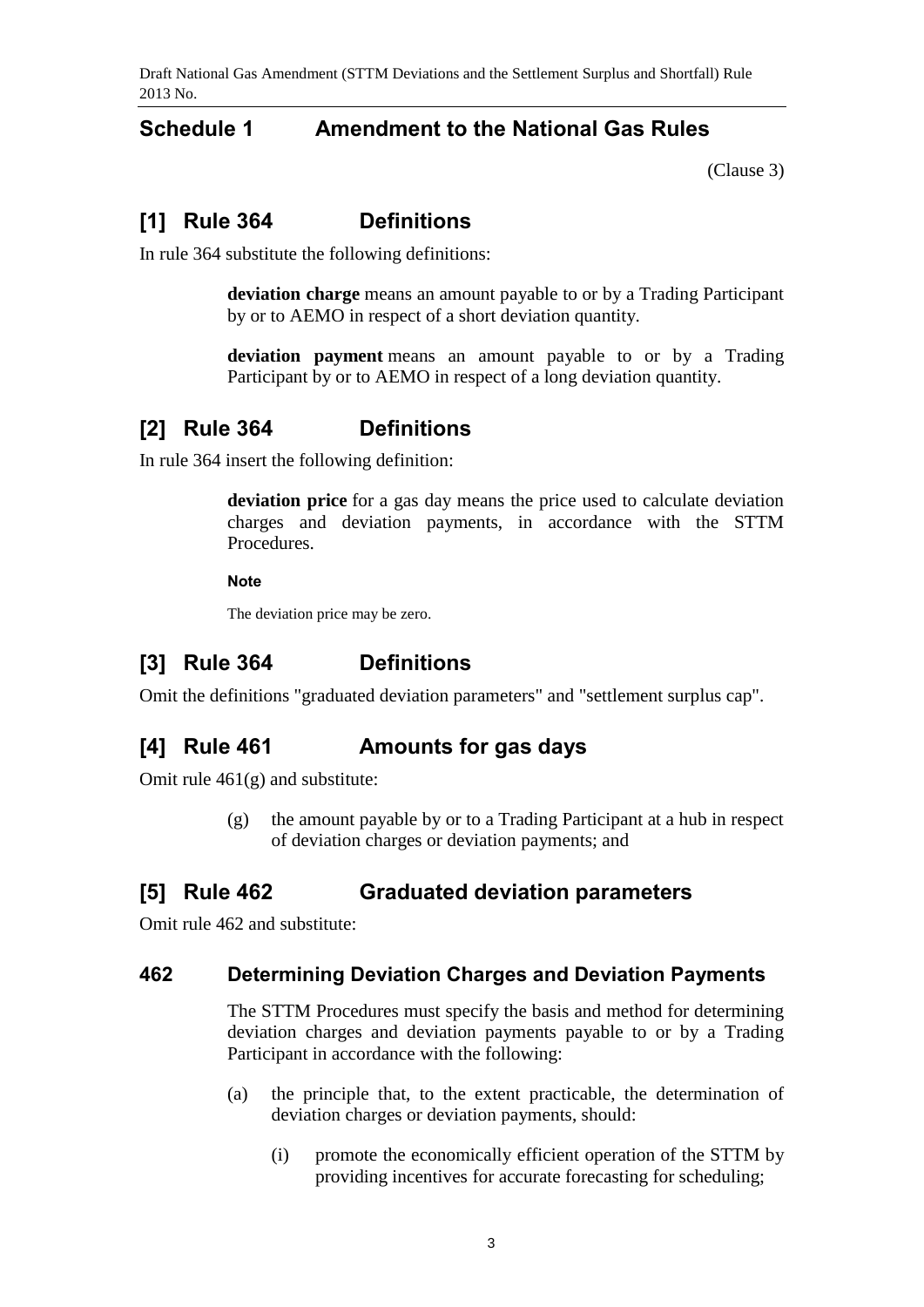## Schedule 1 Amendment to the National Gas Rules

(Clause 3)

### [1] Rule 364 Definitions

In rule 364 substitute the following definitions:

> **deviation charge** means an amount payable to or by a Trading Participant by or to AEMO in respect of a short deviation quantity.
>
> **deviation payment** means an amount payable to or by a Trading Participant by or to AEMO in respect of a long deviation quantity.

### [2] Rule 364 Definitions

In rule 364 insert the following definition:

> **deviation price** for a gas day means the price used to calculate deviation charges and deviation payments, in accordance with the STTM Procedures.
>
> **Note**
>
> The deviation price may be zero.

### [3] Rule 364 Definitions

Omit the definitions "graduated deviation parameters" and "settlement surplus cap".

### [4] Rule 461 Amounts for gas days

Omit rule 461(g) and substitute:

> (g) the amount payable by or to a Trading Participant at a hub in respect of deviation charges or deviation payments; and

### [5] Rule 462 Graduated deviation parameters

Omit rule 462 and substitute:

#### 462 Determining Deviation Charges and Deviation Payments

The STTM Procedures must specify the basis and method for determining deviation charges and deviation payments payable to or by a Trading Participant in accordance with the following:

(a) the principle that, to the extent practicable, the determination of deviation charges or deviation payments, should:

  (i) promote the economically efficient operation of the STTM by providing incentives for accurate forecasting for scheduling;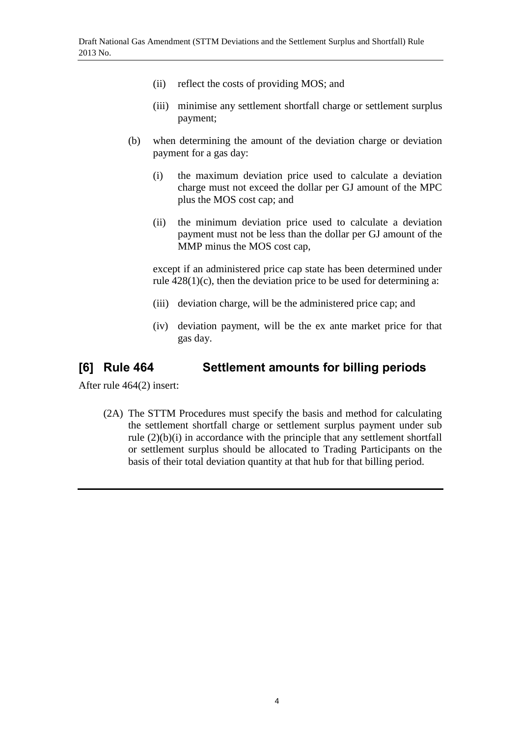(ii) reflect the costs of providing MOS; and

(iii) minimise any settlement shortfall charge or settlement surplus payment;

(b) when determining the amount of the deviation charge or deviation payment for a gas day:

(i) the maximum deviation price used to calculate a deviation charge must not exceed the dollar per GJ amount of the MPC plus the MOS cost cap; and

(ii) the minimum deviation price used to calculate a deviation payment must not be less than the dollar per GJ amount of the MMP minus the MOS cost cap,

except if an administered price cap state has been determined under rule 428(1)(c), then the deviation price to be used for determining a:

(iii) deviation charge, will be the administered price cap; and

(iv) deviation payment, will be the ex ante market price for that gas day.

## [6] Rule 464 Settlement amounts for billing periods

After rule 464(2) insert:

(2A) The STTM Procedures must specify the basis and method for calculating the settlement shortfall charge or settlement surplus payment under sub rule (2)(b)(i) in accordance with the principle that any settlement shortfall or settlement surplus should be allocated to Trading Participants on the basis of their total deviation quantity at that hub for that billing period.